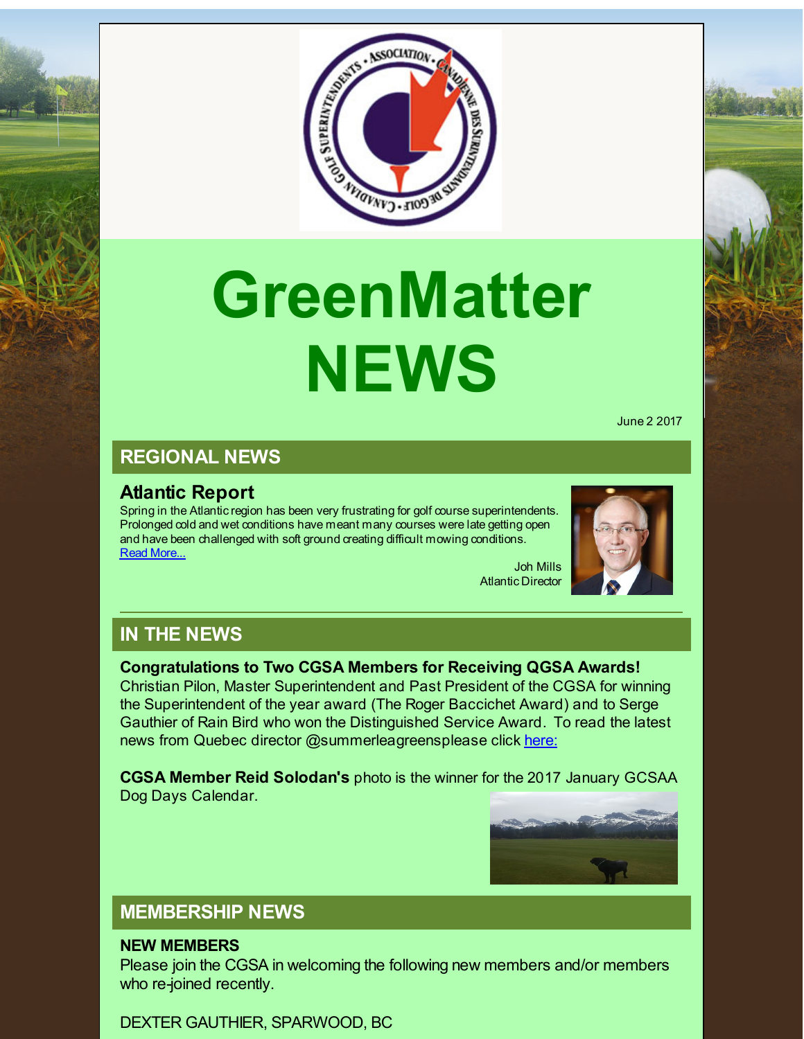# GreenMatter NEWS

June 2 2017

## REGIONAL NEWS

### Atlantic Report

Spring in the Atlantic region has been very frustrating for golf course superintendents. Prolonged cold and wet conditions have meant many courses were late getting open and have been challenged with soft ground creating difficult mowing conditions. Read More...

Joh Mills
Atlantic Director

## IN THE NEWS

**Congratulations to Two CGSA Members for Receiving QGSA Awards!**
Christian Pilon, Master Superintendent and Past President of the CGSA for winning the Superintendent of the year award (The Roger Baccichet Award) and to Serge Gauthier of Rain Bird who won the Distinguished Service Award. To read the latest news from Quebec director @summerleagreensplease click here:

**CGSA Member Reid Solodan's** photo is the winner for the 2017 January GCSAA Dog Days Calendar.

## MEMBERSHIP NEWS

**NEW MEMBERS**
Please join the CGSA in welcoming the following new members and/or members who re-joined recently.

DEXTER GAUTHIER, SPARWOOD, BC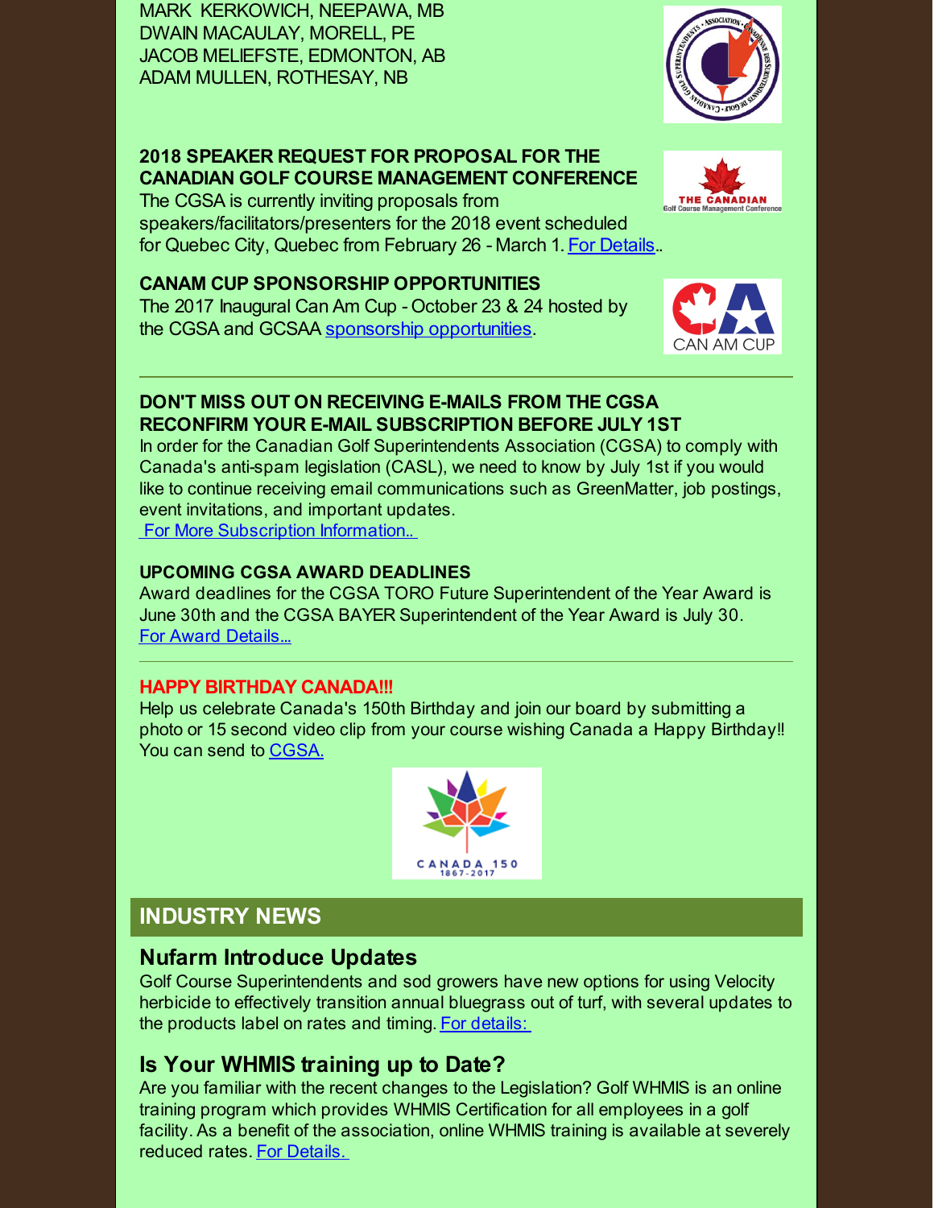MARK KERKOWICH, NEEPAWA, MB
DWAIN MACAULAY, MORELL, PE
JACOB MELIEFSTE, EDMONTON, AB
ADAM MULLEN, ROTHESAY, NB

**2018 SPEAKER REQUEST FOR PROPOSAL FOR THE CANADIAN GOLF COURSE MANAGEMENT CONFERENCE**
The CGSA is currently inviting proposals from speakers/facilitators/presenters for the 2018 event scheduled for Quebec City, Quebec from February 26 - March 1. For Details..

**CANAM CUP SPONSORSHIP OPPORTUNITIES**
The 2017 Inaugural Can Am Cup - October 23 & 24 hosted by the CGSA and GCSAA sponsorship opportunities.

---

**DON'T MISS OUT ON RECEIVING E-MAILS FROM THE CGSA RECONFIRM YOUR E-MAIL SUBSCRIPTION BEFORE JULY 1ST**
In order for the Canadian Golf Superintendents Association (CGSA) to comply with Canada's anti-spam legislation (CASL), we need to know by July 1st if you would like to continue receiving email communications such as GreenMatter, job postings, event invitations, and important updates.
For More Subscription Information..

**UPCOMING CGSA AWARD DEADLINES**
Award deadlines for the CGSA TORO Future Superintendent of the Year Award is June 30th and the CGSA BAYER Superintendent of the Year Award is July 30.
For Award Details...

---

**HAPPY BIRTHDAY CANADA!!!**
Help us celebrate Canada's 150th Birthday and join our board by submitting a photo or 15 second video clip from your course wishing Canada a Happy Birthday!! You can send to CGSA.

## INDUSTRY NEWS

### Nufarm Introduce Updates
Golf Course Superintendents and sod growers have new options for using Velocity herbicide to effectively transition annual bluegrass out of turf, with several updates to the products label on rates and timing. For details:

### Is Your WHMIS training up to Date?
Are you familiar with the recent changes to the Legislation? Golf WHMIS is an online training program which provides WHMIS Certification for all employees in a golf facility. As a benefit of the association, online WHMIS training is available at severely reduced rates. For Details.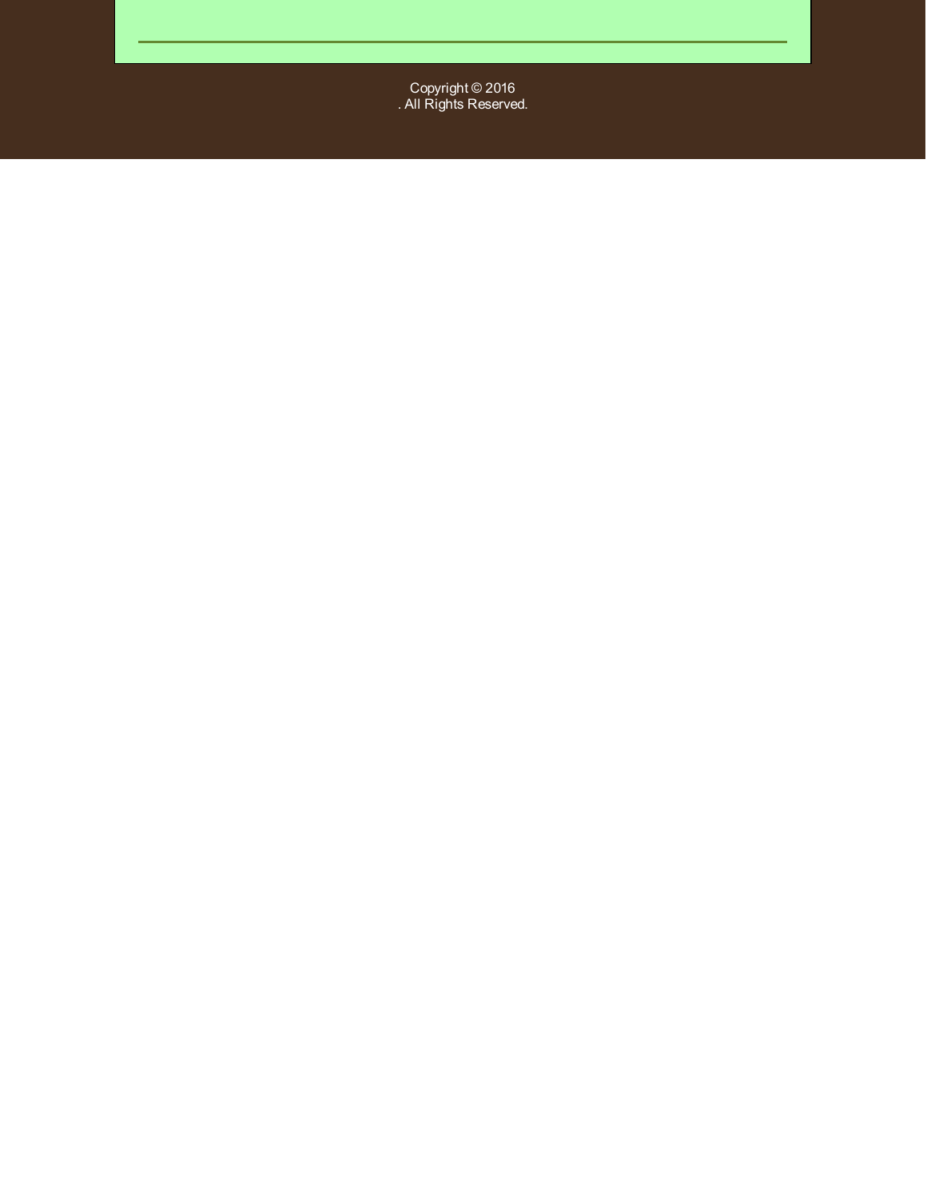Copyright © 2016
. All Rights Reserved.